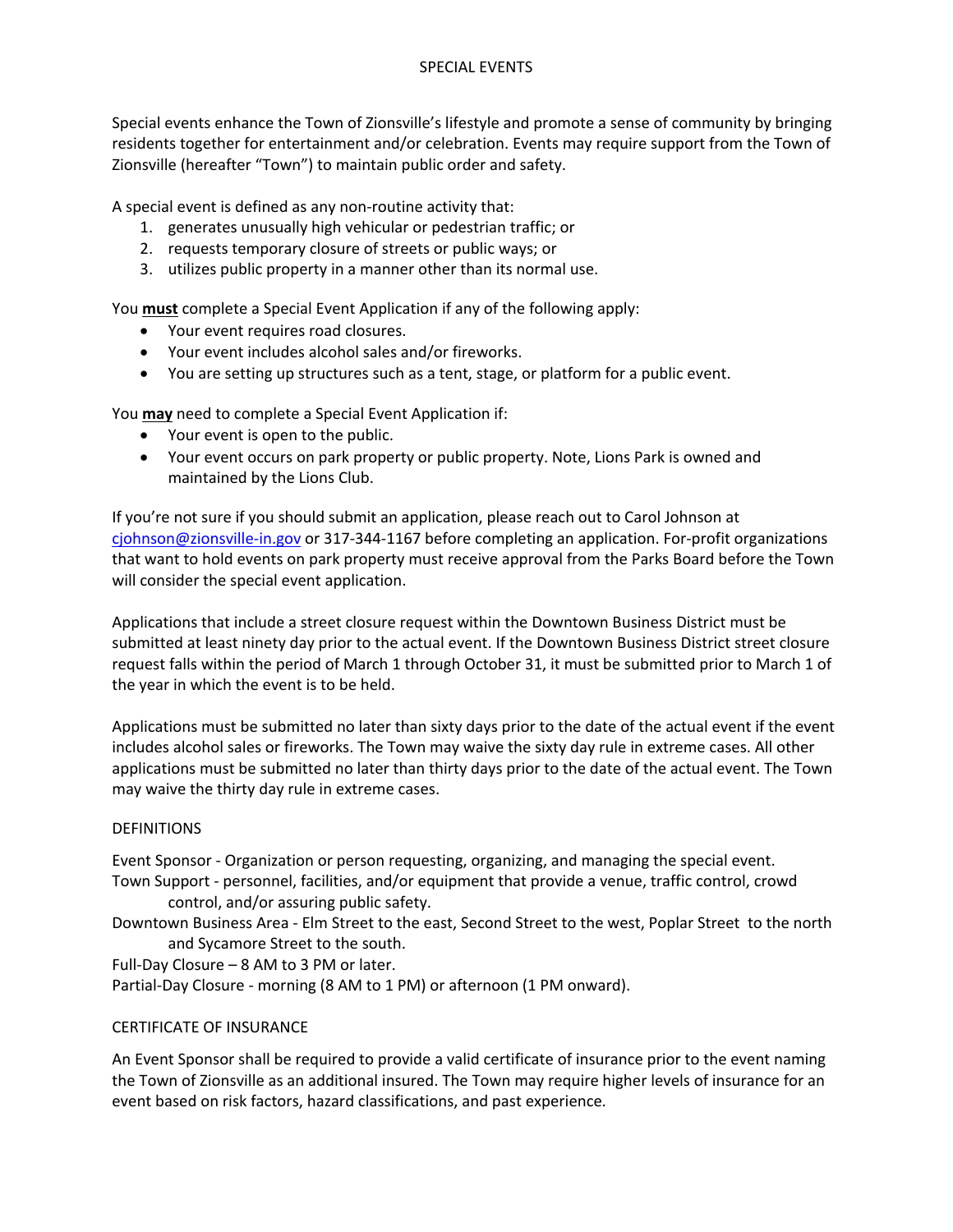# SPECIAL EVENTS

Special events enhance the Town of Zionsville's lifestyle and promote a sense of community by bringing residents together for entertainment and/or celebration. Events may require support from the Town of Zionsville (hereafter "Town") to maintain public order and safety.

A special event is defined as any non-routine activity that:

1. generates unusually high vehicular or pedestrian traffic; or
2. requests temporary closure of streets or public ways; or
3. utilizes public property in a manner other than its normal use.

You **must** complete a Special Event Application if any of the following apply:

- Your event requires road closures.
- Your event includes alcohol sales and/or fireworks.
- You are setting up structures such as a tent, stage, or platform for a public event.

You **may** need to complete a Special Event Application if:

- Your event is open to the public.
- Your event occurs on park property or public property. Note, Lions Park is owned and maintained by the Lions Club.

If you're not sure if you should submit an application, please reach out to Carol Johnson at cjohnson@zionsville-in.gov or 317-344-1167 before completing an application. For-profit organizations that want to hold events on park property must receive approval from the Parks Board before the Town will consider the special event application.

Applications that include a street closure request within the Downtown Business District must be submitted at least ninety day prior to the actual event. If the Downtown Business District street closure request falls within the period of March 1 through October 31, it must be submitted prior to March 1 of the year in which the event is to be held.

Applications must be submitted no later than sixty days prior to the date of the actual event if the event includes alcohol sales or fireworks. The Town may waive the sixty day rule in extreme cases. All other applications must be submitted no later than thirty days prior to the date of the actual event. The Town may waive the thirty day rule in extreme cases.

## DEFINITIONS

Event Sponsor - Organization or person requesting, organizing, and managing the special event.

Town Support - personnel, facilities, and/or equipment that provide a venue, traffic control, crowd control, and/or assuring public safety.

Downtown Business Area - Elm Street to the east, Second Street to the west, Poplar Street to the north and Sycamore Street to the south.

Full-Day Closure – 8 AM to 3 PM or later.

Partial-Day Closure - morning (8 AM to 1 PM) or afternoon (1 PM onward).

## CERTIFICATE OF INSURANCE

An Event Sponsor shall be required to provide a valid certificate of insurance prior to the event naming the Town of Zionsville as an additional insured. The Town may require higher levels of insurance for an event based on risk factors, hazard classifications, and past experience.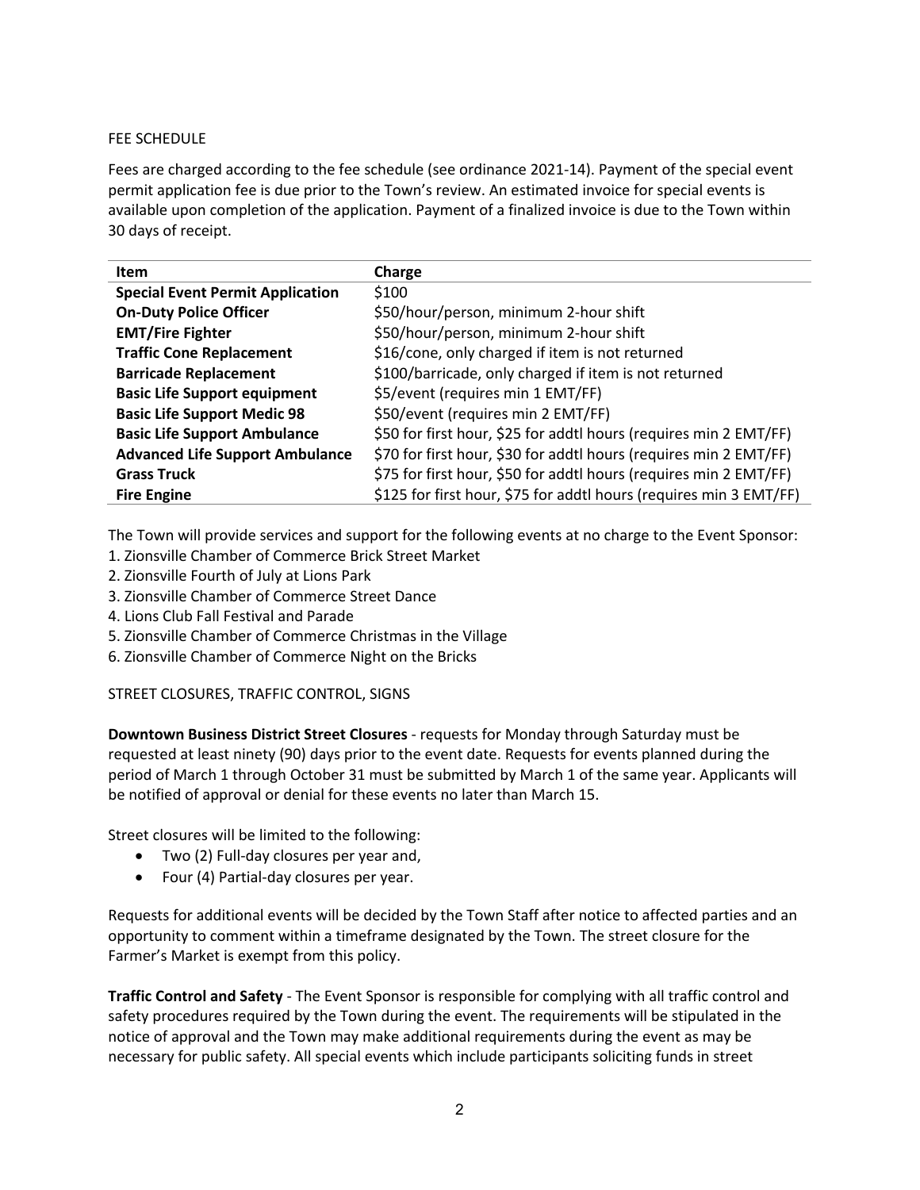## FEE SCHEDULE

Fees are charged according to the fee schedule (see ordinance 2021-14). Payment of the special event permit application fee is due prior to the Town's review. An estimated invoice for special events is available upon completion of the application. Payment of a finalized invoice is due to the Town within 30 days of receipt.

| Item | Charge |
|---|---|
| **Special Event Permit Application** | $100 |
| **On-Duty Police Officer** | $50/hour/person, minimum 2-hour shift |
| **EMT/Fire Fighter** | $50/hour/person, minimum 2-hour shift |
| **Traffic Cone Replacement** | $16/cone, only charged if item is not returned |
| **Barricade Replacement** | $100/barricade, only charged if item is not returned |
| **Basic Life Support equipment** | $5/event (requires min 1 EMT/FF) |
| **Basic Life Support Medic 98** | $50/event (requires min 2 EMT/FF) |
| **Basic Life Support Ambulance** | $50 for first hour, $25 for addtl hours (requires min 2 EMT/FF) |
| **Advanced Life Support Ambulance** | $70 for first hour, $30 for addtl hours (requires min 2 EMT/FF) |
| **Grass Truck** | $75 for first hour, $50 for addtl hours (requires min 2 EMT/FF) |
| **Fire Engine** | $125 for first hour, $75 for addtl hours (requires min 3 EMT/FF) |

The Town will provide services and support for the following events at no charge to the Event Sponsor:

1. Zionsville Chamber of Commerce Brick Street Market
2. Zionsville Fourth of July at Lions Park
3. Zionsville Chamber of Commerce Street Dance
4. Lions Club Fall Festival and Parade
5. Zionsville Chamber of Commerce Christmas in the Village
6. Zionsville Chamber of Commerce Night on the Bricks

## STREET CLOSURES, TRAFFIC CONTROL, SIGNS

**Downtown Business District Street Closures** - requests for Monday through Saturday must be requested at least ninety (90) days prior to the event date. Requests for events planned during the period of March 1 through October 31 must be submitted by March 1 of the same year. Applicants will be notified of approval or denial for these events no later than March 15.

Street closures will be limited to the following:

- Two (2) Full-day closures per year and,
- Four (4) Partial-day closures per year.

Requests for additional events will be decided by the Town Staff after notice to affected parties and an opportunity to comment within a timeframe designated by the Town. The street closure for the Farmer's Market is exempt from this policy.

**Traffic Control and Safety** - The Event Sponsor is responsible for complying with all traffic control and safety procedures required by the Town during the event. The requirements will be stipulated in the notice of approval and the Town may make additional requirements during the event as may be necessary for public safety. All special events which include participants soliciting funds in street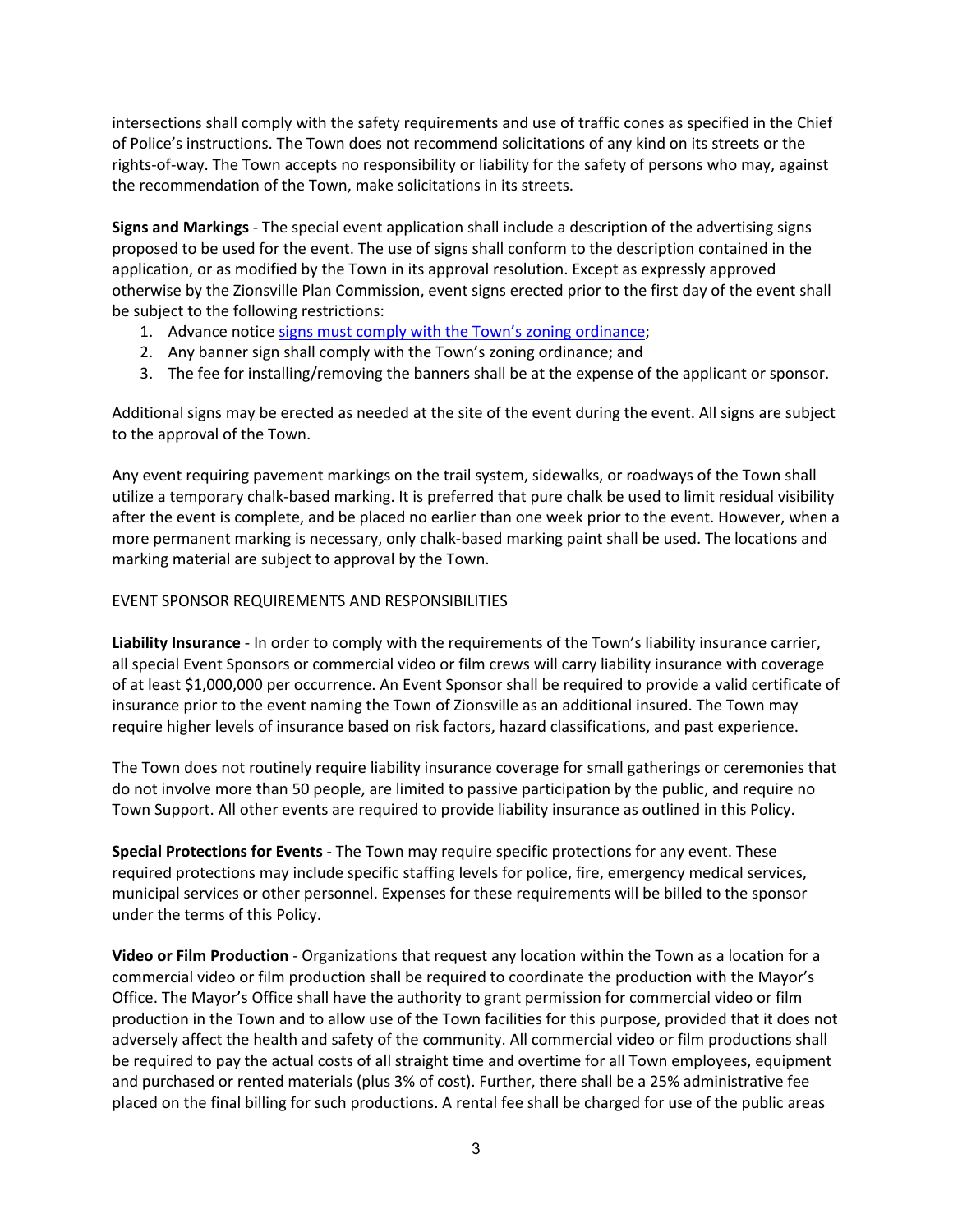intersections shall comply with the safety requirements and use of traffic cones as specified in the Chief of Police's instructions. The Town does not recommend solicitations of any kind on its streets or the rights-of-way. The Town accepts no responsibility or liability for the safety of persons who may, against the recommendation of the Town, make solicitations in its streets.

**Signs and Markings** - The special event application shall include a description of the advertising signs proposed to be used for the event. The use of signs shall conform to the description contained in the application, or as modified by the Town in its approval resolution. Except as expressly approved otherwise by the Zionsville Plan Commission, event signs erected prior to the first day of the event shall be subject to the following restrictions:

1. Advance notice signs must comply with the Town's zoning ordinance;
2. Any banner sign shall comply with the Town's zoning ordinance; and
3. The fee for installing/removing the banners shall be at the expense of the applicant or sponsor.

Additional signs may be erected as needed at the site of the event during the event. All signs are subject to the approval of the Town.

Any event requiring pavement markings on the trail system, sidewalks, or roadways of the Town shall utilize a temporary chalk-based marking. It is preferred that pure chalk be used to limit residual visibility after the event is complete, and be placed no earlier than one week prior to the event. However, when a more permanent marking is necessary, only chalk-based marking paint shall be used. The locations and marking material are subject to approval by the Town.

EVENT SPONSOR REQUIREMENTS AND RESPONSIBILITIES

**Liability Insurance** - In order to comply with the requirements of the Town's liability insurance carrier, all special Event Sponsors or commercial video or film crews will carry liability insurance with coverage of at least $1,000,000 per occurrence. An Event Sponsor shall be required to provide a valid certificate of insurance prior to the event naming the Town of Zionsville as an additional insured. The Town may require higher levels of insurance based on risk factors, hazard classifications, and past experience.

The Town does not routinely require liability insurance coverage for small gatherings or ceremonies that do not involve more than 50 people, are limited to passive participation by the public, and require no Town Support. All other events are required to provide liability insurance as outlined in this Policy.

**Special Protections for Events** - The Town may require specific protections for any event. These required protections may include specific staffing levels for police, fire, emergency medical services, municipal services or other personnel. Expenses for these requirements will be billed to the sponsor under the terms of this Policy.

**Video or Film Production** - Organizations that request any location within the Town as a location for a commercial video or film production shall be required to coordinate the production with the Mayor's Office. The Mayor's Office shall have the authority to grant permission for commercial video or film production in the Town and to allow use of the Town facilities for this purpose, provided that it does not adversely affect the health and safety of the community. All commercial video or film productions shall be required to pay the actual costs of all straight time and overtime for all Town employees, equipment and purchased or rented materials (plus 3% of cost). Further, there shall be a 25% administrative fee placed on the final billing for such productions. A rental fee shall be charged for use of the public areas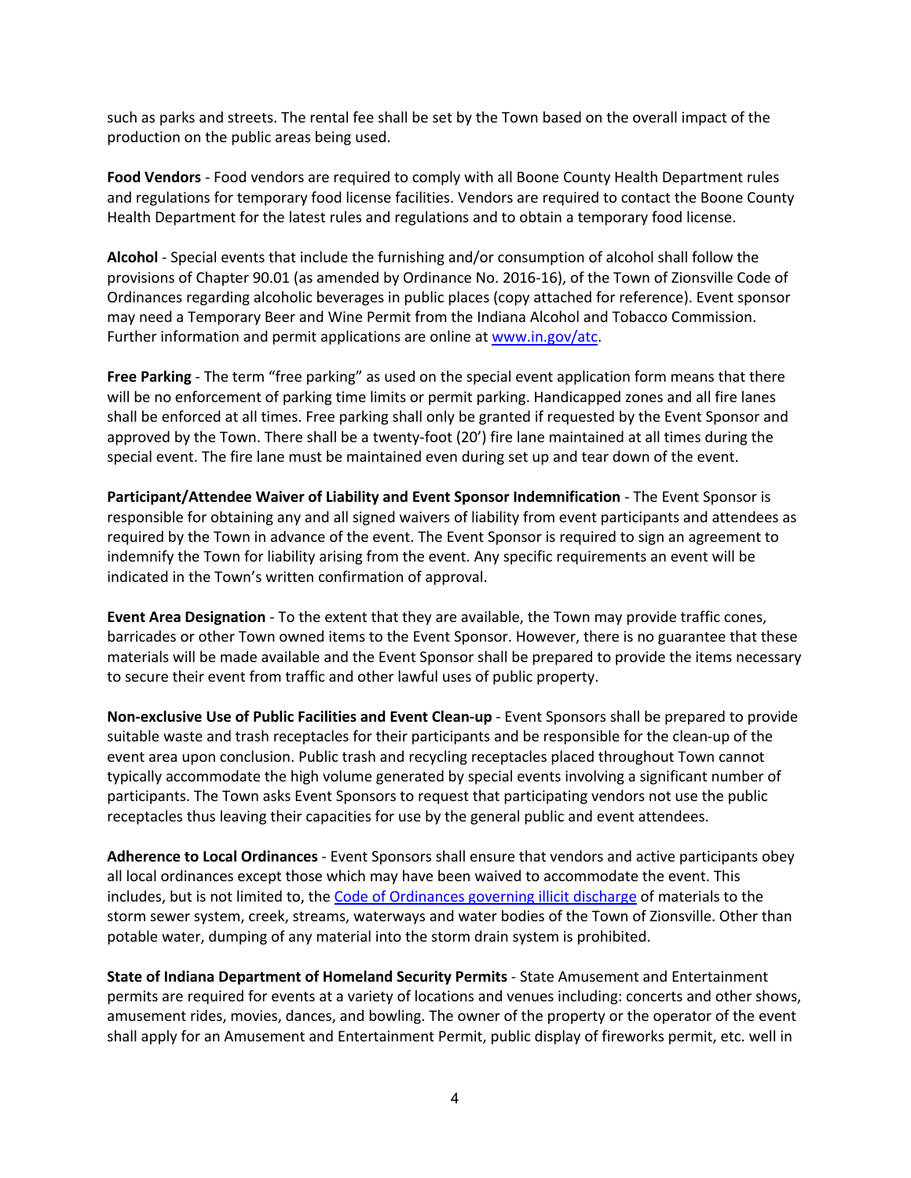such as parks and streets. The rental fee shall be set by the Town based on the overall impact of the production on the public areas being used.

**Food Vendors** - Food vendors are required to comply with all Boone County Health Department rules and regulations for temporary food license facilities. Vendors are required to contact the Boone County Health Department for the latest rules and regulations and to obtain a temporary food license.

**Alcohol** - Special events that include the furnishing and/or consumption of alcohol shall follow the provisions of Chapter 90.01 (as amended by Ordinance No. 2016-16), of the Town of Zionsville Code of Ordinances regarding alcoholic beverages in public places (copy attached for reference). Event sponsor may need a Temporary Beer and Wine Permit from the Indiana Alcohol and Tobacco Commission. Further information and permit applications are online at [www.in.gov/atc](www.in.gov/atc).

**Free Parking** - The term "free parking" as used on the special event application form means that there will be no enforcement of parking time limits or permit parking. Handicapped zones and all fire lanes shall be enforced at all times. Free parking shall only be granted if requested by the Event Sponsor and approved by the Town. There shall be a twenty-foot (20') fire lane maintained at all times during the special event. The fire lane must be maintained even during set up and tear down of the event.

**Participant/Attendee Waiver of Liability and Event Sponsor Indemnification** - The Event Sponsor is responsible for obtaining any and all signed waivers of liability from event participants and attendees as required by the Town in advance of the event. The Event Sponsor is required to sign an agreement to indemnify the Town for liability arising from the event. Any specific requirements an event will be indicated in the Town's written confirmation of approval.

**Event Area Designation** - To the extent that they are available, the Town may provide traffic cones, barricades or other Town owned items to the Event Sponsor. However, there is no guarantee that these materials will be made available and the Event Sponsor shall be prepared to provide the items necessary to secure their event from traffic and other lawful uses of public property.

**Non-exclusive Use of Public Facilities and Event Clean-up** - Event Sponsors shall be prepared to provide suitable waste and trash receptacles for their participants and be responsible for the clean-up of the event area upon conclusion. Public trash and recycling receptacles placed throughout Town cannot typically accommodate the high volume generated by special events involving a significant number of participants. The Town asks Event Sponsors to request that participating vendors not use the public receptacles thus leaving their capacities for use by the general public and event attendees.

**Adherence to Local Ordinances** - Event Sponsors shall ensure that vendors and active participants obey all local ordinances except those which may have been waived to accommodate the event. This includes, but is not limited to, the Code of Ordinances governing illicit discharge of materials to the storm sewer system, creek, streams, waterways and water bodies of the Town of Zionsville. Other than potable water, dumping of any material into the storm drain system is prohibited.

**State of Indiana Department of Homeland Security Permits** - State Amusement and Entertainment permits are required for events at a variety of locations and venues including: concerts and other shows, amusement rides, movies, dances, and bowling. The owner of the property or the operator of the event shall apply for an Amusement and Entertainment Permit, public display of fireworks permit, etc. well in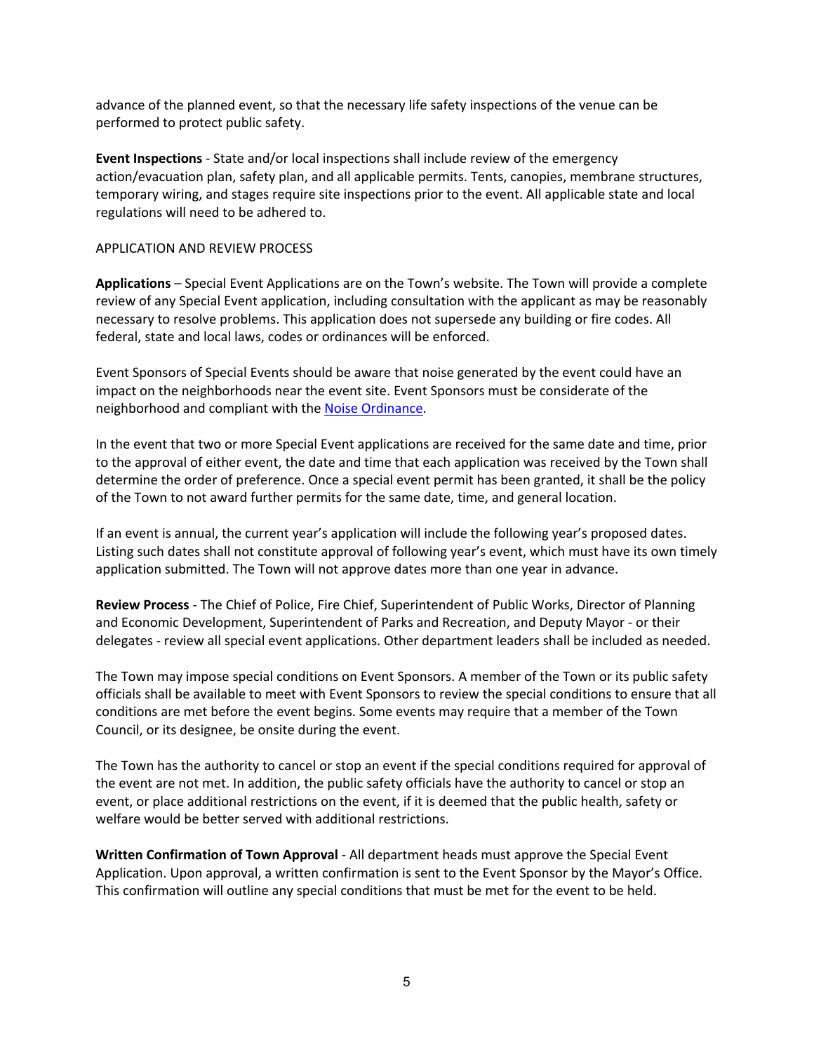advance of the planned event, so that the necessary life safety inspections of the venue can be performed to protect public safety.

**Event Inspections** - State and/or local inspections shall include review of the emergency action/evacuation plan, safety plan, and all applicable permits. Tents, canopies, membrane structures, temporary wiring, and stages require site inspections prior to the event. All applicable state and local regulations will need to be adhered to.

## APPLICATION AND REVIEW PROCESS

**Applications** – Special Event Applications are on the Town's website. The Town will provide a complete review of any Special Event application, including consultation with the applicant as may be reasonably necessary to resolve problems. This application does not supersede any building or fire codes. All federal, state and local laws, codes or ordinances will be enforced.

Event Sponsors of Special Events should be aware that noise generated by the event could have an impact on the neighborhoods near the event site. Event Sponsors must be considerate of the neighborhood and compliant with the Noise Ordinance.

In the event that two or more Special Event applications are received for the same date and time, prior to the approval of either event, the date and time that each application was received by the Town shall determine the order of preference. Once a special event permit has been granted, it shall be the policy of the Town to not award further permits for the same date, time, and general location.

If an event is annual, the current year's application will include the following year's proposed dates. Listing such dates shall not constitute approval of following year's event, which must have its own timely application submitted. The Town will not approve dates more than one year in advance.

**Review Process** - The Chief of Police, Fire Chief, Superintendent of Public Works, Director of Planning and Economic Development, Superintendent of Parks and Recreation, and Deputy Mayor - or their delegates - review all special event applications. Other department leaders shall be included as needed.

The Town may impose special conditions on Event Sponsors. A member of the Town or its public safety officials shall be available to meet with Event Sponsors to review the special conditions to ensure that all conditions are met before the event begins. Some events may require that a member of the Town Council, or its designee, be onsite during the event.

The Town has the authority to cancel or stop an event if the special conditions required for approval of the event are not met. In addition, the public safety officials have the authority to cancel or stop an event, or place additional restrictions on the event, if it is deemed that the public health, safety or welfare would be better served with additional restrictions.

**Written Confirmation of Town Approval** - All department heads must approve the Special Event Application. Upon approval, a written confirmation is sent to the Event Sponsor by the Mayor's Office. This confirmation will outline any special conditions that must be met for the event to be held.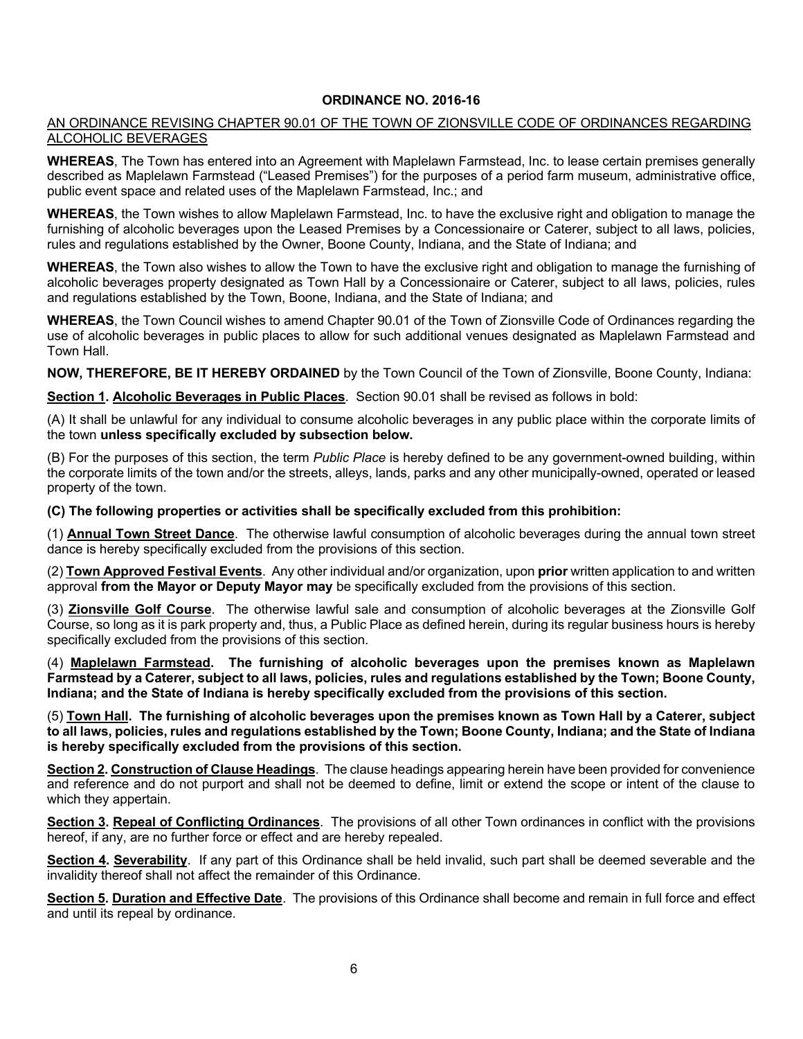**ORDINANCE NO. 2016-16**

AN ORDINANCE REVISING CHAPTER 90.01 OF THE TOWN OF ZIONSVILLE CODE OF ORDINANCES REGARDING ALCOHOLIC BEVERAGES

**WHEREAS**, The Town has entered into an Agreement with Maplelawn Farmstead, Inc. to lease certain premises generally described as Maplelawn Farmstead ("Leased Premises") for the purposes of a period farm museum, administrative office, public event space and related uses of the Maplelawn Farmstead, Inc.; and

**WHEREAS**, the Town wishes to allow Maplelawn Farmstead, Inc. to have the exclusive right and obligation to manage the furnishing of alcoholic beverages upon the Leased Premises by a Concessionaire or Caterer, subject to all laws, policies, rules and regulations established by the Owner, Boone County, Indiana, and the State of Indiana; and

**WHEREAS**, the Town also wishes to allow the Town to have the exclusive right and obligation to manage the furnishing of alcoholic beverages property designated as Town Hall by a Concessionaire or Caterer, subject to all laws, policies, rules and regulations established by the Town, Boone, Indiana, and the State of Indiana; and

**WHEREAS**, the Town Council wishes to amend Chapter 90.01 of the Town of Zionsville Code of Ordinances regarding the use of alcoholic beverages in public places to allow for such additional venues designated as Maplelawn Farmstead and Town Hall.

**NOW, THEREFORE, BE IT HEREBY ORDAINED** by the Town Council of the Town of Zionsville, Boone County, Indiana:

**Section 1. Alcoholic Beverages in Public Places**. Section 90.01 shall be revised as follows in bold:

(A) It shall be unlawful for any individual to consume alcoholic beverages in any public place within the corporate limits of the town **unless specifically excluded by subsection below.**

(B) For the purposes of this section, the term *Public Place* is hereby defined to be any government-owned building, within the corporate limits of the town and/or the streets, alleys, lands, parks and any other municipally-owned, operated or leased property of the town.

**(C) The following properties or activities shall be specifically excluded from this prohibition:**

(1) **Annual Town Street Dance**. The otherwise lawful consumption of alcoholic beverages during the annual town street dance is hereby specifically excluded from the provisions of this section.

(2) **Town Approved Festival Events**. Any other individual and/or organization, upon **prior** written application to and written approval **from the Mayor or Deputy Mayor may** be specifically excluded from the provisions of this section.

(3) **Zionsville Golf Course**. The otherwise lawful sale and consumption of alcoholic beverages at the Zionsville Golf Course, so long as it is park property and, thus, a Public Place as defined herein, during its regular business hours is hereby specifically excluded from the provisions of this section.

(4) **Maplelawn Farmstead. The furnishing of alcoholic beverages upon the premises known as Maplelawn Farmstead by a Caterer, subject to all laws, policies, rules and regulations established by the Town; Boone County, Indiana; and the State of Indiana is hereby specifically excluded from the provisions of this section.**

(5) **Town Hall. The furnishing of alcoholic beverages upon the premises known as Town Hall by a Caterer, subject to all laws, policies, rules and regulations established by the Town; Boone County, Indiana; and the State of Indiana is hereby specifically excluded from the provisions of this section.**

**Section 2. Construction of Clause Headings**. The clause headings appearing herein have been provided for convenience and reference and do not purport and shall not be deemed to define, limit or extend the scope or intent of the clause to which they appertain.

**Section 3. Repeal of Conflicting Ordinances**. The provisions of all other Town ordinances in conflict with the provisions hereof, if any, are no further force or effect and are hereby repealed.

**Section 4. Severability**. If any part of this Ordinance shall be held invalid, such part shall be deemed severable and the invalidity thereof shall not affect the remainder of this Ordinance.

**Section 5. Duration and Effective Date**. The provisions of this Ordinance shall become and remain in full force and effect and until its repeal by ordinance.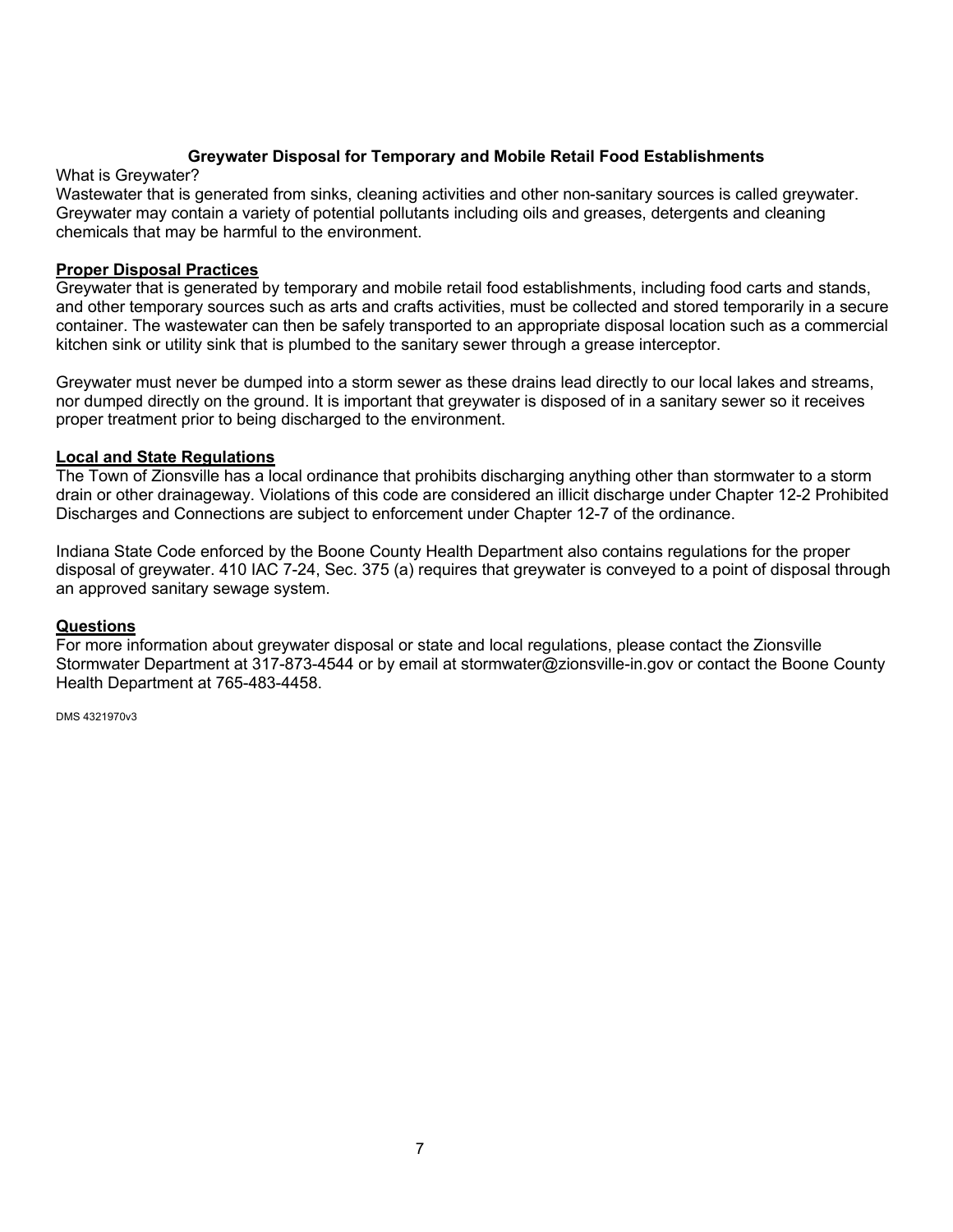**Greywater Disposal for Temporary and Mobile Retail Food Establishments**

What is Greywater?

Wastewater that is generated from sinks, cleaning activities and other non-sanitary sources is called greywater. Greywater may contain a variety of potential pollutants including oils and greases, detergents and cleaning chemicals that may be harmful to the environment.

## Proper Disposal Practices

Greywater that is generated by temporary and mobile retail food establishments, including food carts and stands, and other temporary sources such as arts and crafts activities, must be collected and stored temporarily in a secure container. The wastewater can then be safely transported to an appropriate disposal location such as a commercial kitchen sink or utility sink that is plumbed to the sanitary sewer through a grease interceptor.

Greywater must never be dumped into a storm sewer as these drains lead directly to our local lakes and streams, nor dumped directly on the ground. It is important that greywater is disposed of in a sanitary sewer so it receives proper treatment prior to being discharged to the environment.

## Local and State Regulations

The Town of Zionsville has a local ordinance that prohibits discharging anything other than stormwater to a storm drain or other drainageway. Violations of this code are considered an illicit discharge under Chapter 12-2 Prohibited Discharges and Connections are subject to enforcement under Chapter 12-7 of the ordinance.

Indiana State Code enforced by the Boone County Health Department also contains regulations for the proper disposal of greywater. 410 IAC 7-24, Sec. 375 (a) requires that greywater is conveyed to a point of disposal through an approved sanitary sewage system.

## Questions

For more information about greywater disposal or state and local regulations, please contact the Zionsville Stormwater Department at 317-873-4544 or by email at stormwater@zionsville-in.gov or contact the Boone County Health Department at 765-483-4458.

DMS 4321970v3